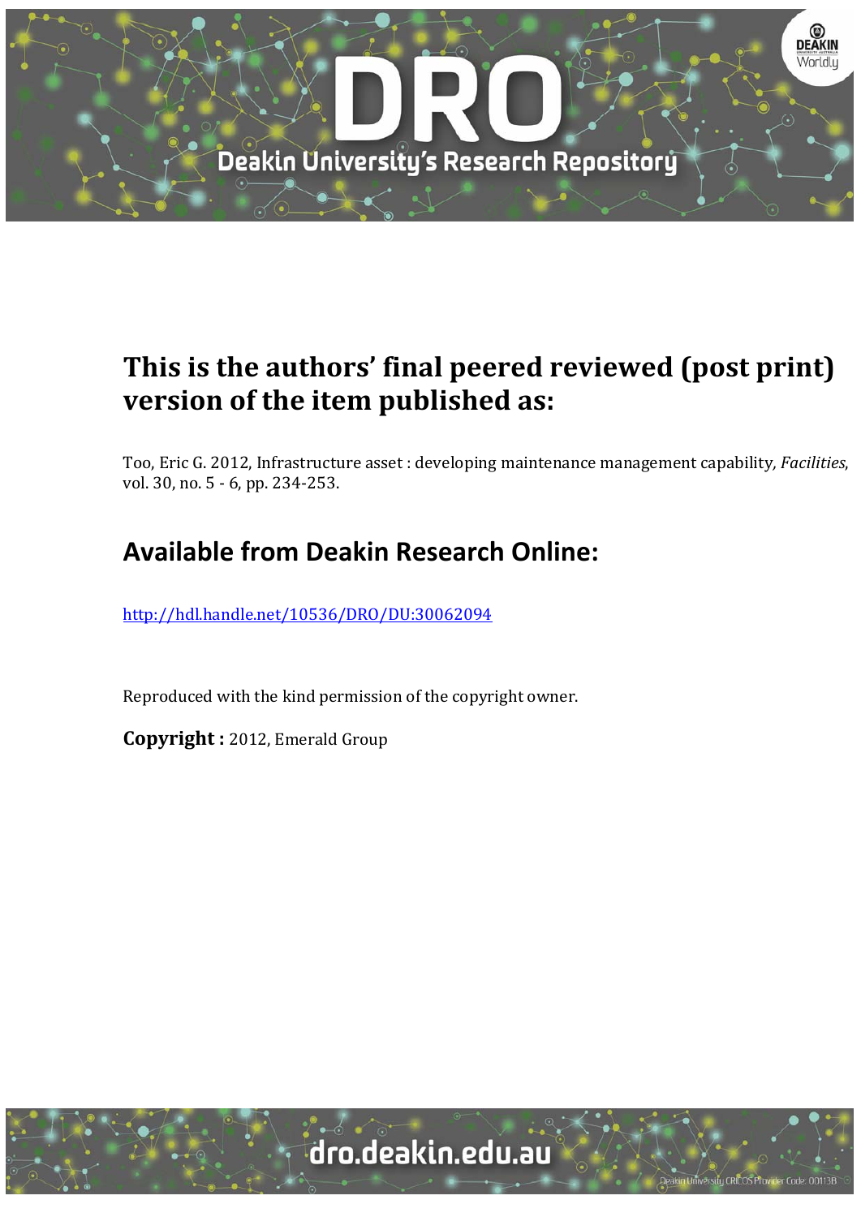# This is the authors' final peered reviewed (post print) version of the item published as:

Too, Eric G. 2012, Infrastructure asset : developing maintenance management capability, *Facilities*, vol. 30, no. 5 - 6, pp. 234-253.

## Available from Deakin Research Online:

http://hdl.handle.net/10536/DRO/DU:30062094

Reproduced with the kind permission of the copyright owner.

**Copyright :** 2012, Emerald Group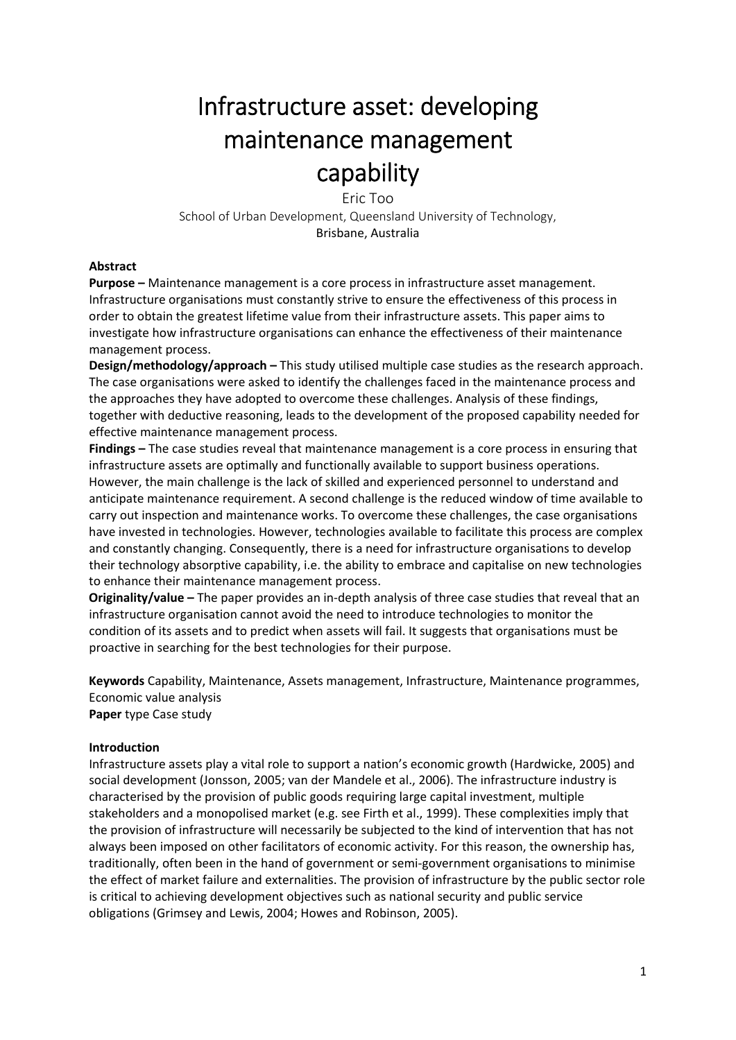# Infrastructure asset: developing maintenance management capability

Eric Too

School of Urban Development, Queensland University of Technology, Brisbane, Australia

**Abstract**

**Purpose –** Maintenance management is a core process in infrastructure asset management. Infrastructure organisations must constantly strive to ensure the effectiveness of this process in order to obtain the greatest lifetime value from their infrastructure assets. This paper aims to investigate how infrastructure organisations can enhance the effectiveness of their maintenance management process.

**Design/methodology/approach –** This study utilised multiple case studies as the research approach. The case organisations were asked to identify the challenges faced in the maintenance process and the approaches they have adopted to overcome these challenges. Analysis of these findings, together with deductive reasoning, leads to the development of the proposed capability needed for effective maintenance management process.

**Findings –** The case studies reveal that maintenance management is a core process in ensuring that infrastructure assets are optimally and functionally available to support business operations. However, the main challenge is the lack of skilled and experienced personnel to understand and anticipate maintenance requirement. A second challenge is the reduced window of time available to carry out inspection and maintenance works. To overcome these challenges, the case organisations have invested in technologies. However, technologies available to facilitate this process are complex and constantly changing. Consequently, there is a need for infrastructure organisations to develop their technology absorptive capability, i.e. the ability to embrace and capitalise on new technologies to enhance their maintenance management process.

**Originality/value –** The paper provides an in-depth analysis of three case studies that reveal that an infrastructure organisation cannot avoid the need to introduce technologies to monitor the condition of its assets and to predict when assets will fail. It suggests that organisations must be proactive in searching for the best technologies for their purpose.

**Keywords** Capability, Maintenance, Assets management, Infrastructure, Maintenance programmes, Economic value analysis

**Paper** type Case study

**Introduction**

Infrastructure assets play a vital role to support a nation's economic growth (Hardwicke, 2005) and social development (Jonsson, 2005; van der Mandele et al., 2006). The infrastructure industry is characterised by the provision of public goods requiring large capital investment, multiple stakeholders and a monopolised market (e.g. see Firth et al., 1999). These complexities imply that the provision of infrastructure will necessarily be subjected to the kind of intervention that has not always been imposed on other facilitators of economic activity. For this reason, the ownership has, traditionally, often been in the hand of government or semi-government organisations to minimise the effect of market failure and externalities. The provision of infrastructure by the public sector role is critical to achieving development objectives such as national security and public service obligations (Grimsey and Lewis, 2004; Howes and Robinson, 2005).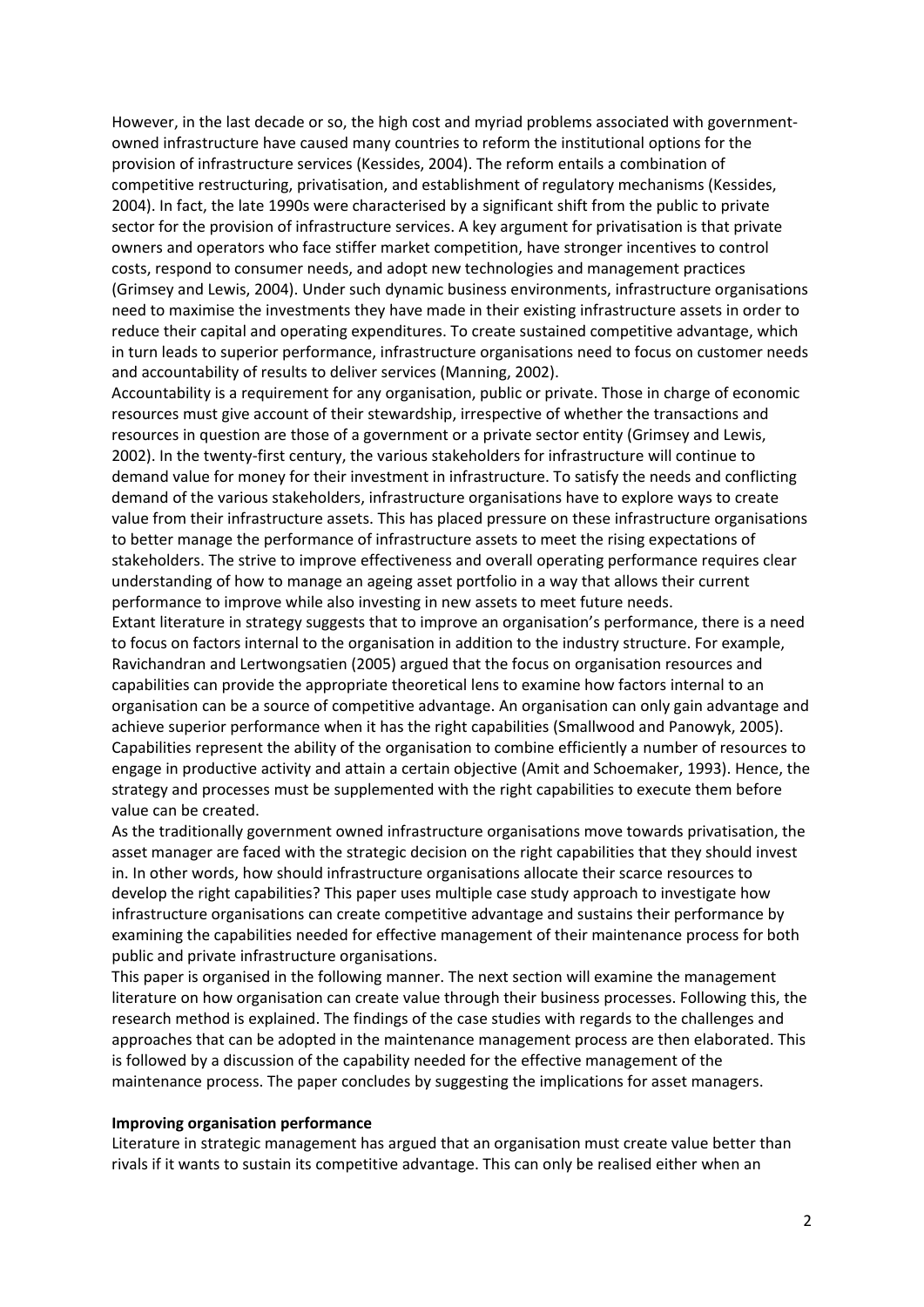However, in the last decade or so, the high cost and myriad problems associated with government-owned infrastructure have caused many countries to reform the institutional options for the provision of infrastructure services (Kessides, 2004). The reform entails a combination of competitive restructuring, privatisation, and establishment of regulatory mechanisms (Kessides, 2004). In fact, the late 1990s were characterised by a significant shift from the public to private sector for the provision of infrastructure services. A key argument for privatisation is that private owners and operators who face stiffer market competition, have stronger incentives to control costs, respond to consumer needs, and adopt new technologies and management practices (Grimsey and Lewis, 2004). Under such dynamic business environments, infrastructure organisations need to maximise the investments they have made in their existing infrastructure assets in order to reduce their capital and operating expenditures. To create sustained competitive advantage, which in turn leads to superior performance, infrastructure organisations need to focus on customer needs and accountability of results to deliver services (Manning, 2002).

Accountability is a requirement for any organisation, public or private. Those in charge of economic resources must give account of their stewardship, irrespective of whether the transactions and resources in question are those of a government or a private sector entity (Grimsey and Lewis, 2002). In the twenty-first century, the various stakeholders for infrastructure will continue to demand value for money for their investment in infrastructure. To satisfy the needs and conflicting demand of the various stakeholders, infrastructure organisations have to explore ways to create value from their infrastructure assets. This has placed pressure on these infrastructure organisations to better manage the performance of infrastructure assets to meet the rising expectations of stakeholders. The strive to improve effectiveness and overall operating performance requires clear understanding of how to manage an ageing asset portfolio in a way that allows their current performance to improve while also investing in new assets to meet future needs.

Extant literature in strategy suggests that to improve an organisation's performance, there is a need to focus on factors internal to the organisation in addition to the industry structure. For example, Ravichandran and Lertwongsatien (2005) argued that the focus on organisation resources and capabilities can provide the appropriate theoretical lens to examine how factors internal to an organisation can be a source of competitive advantage. An organisation can only gain advantage and achieve superior performance when it has the right capabilities (Smallwood and Panowyk, 2005). Capabilities represent the ability of the organisation to combine efficiently a number of resources to engage in productive activity and attain a certain objective (Amit and Schoemaker, 1993). Hence, the strategy and processes must be supplemented with the right capabilities to execute them before value can be created.

As the traditionally government owned infrastructure organisations move towards privatisation, the asset manager are faced with the strategic decision on the right capabilities that they should invest in. In other words, how should infrastructure organisations allocate their scarce resources to develop the right capabilities? This paper uses multiple case study approach to investigate how infrastructure organisations can create competitive advantage and sustains their performance by examining the capabilities needed for effective management of their maintenance process for both public and private infrastructure organisations.

This paper is organised in the following manner. The next section will examine the management literature on how organisation can create value through their business processes. Following this, the research method is explained. The findings of the case studies with regards to the challenges and approaches that can be adopted in the maintenance management process are then elaborated. This is followed by a discussion of the capability needed for the effective management of the maintenance process. The paper concludes by suggesting the implications for asset managers.

## Improving organisation performance

Literature in strategic management has argued that an organisation must create value better than rivals if it wants to sustain its competitive advantage. This can only be realised either when an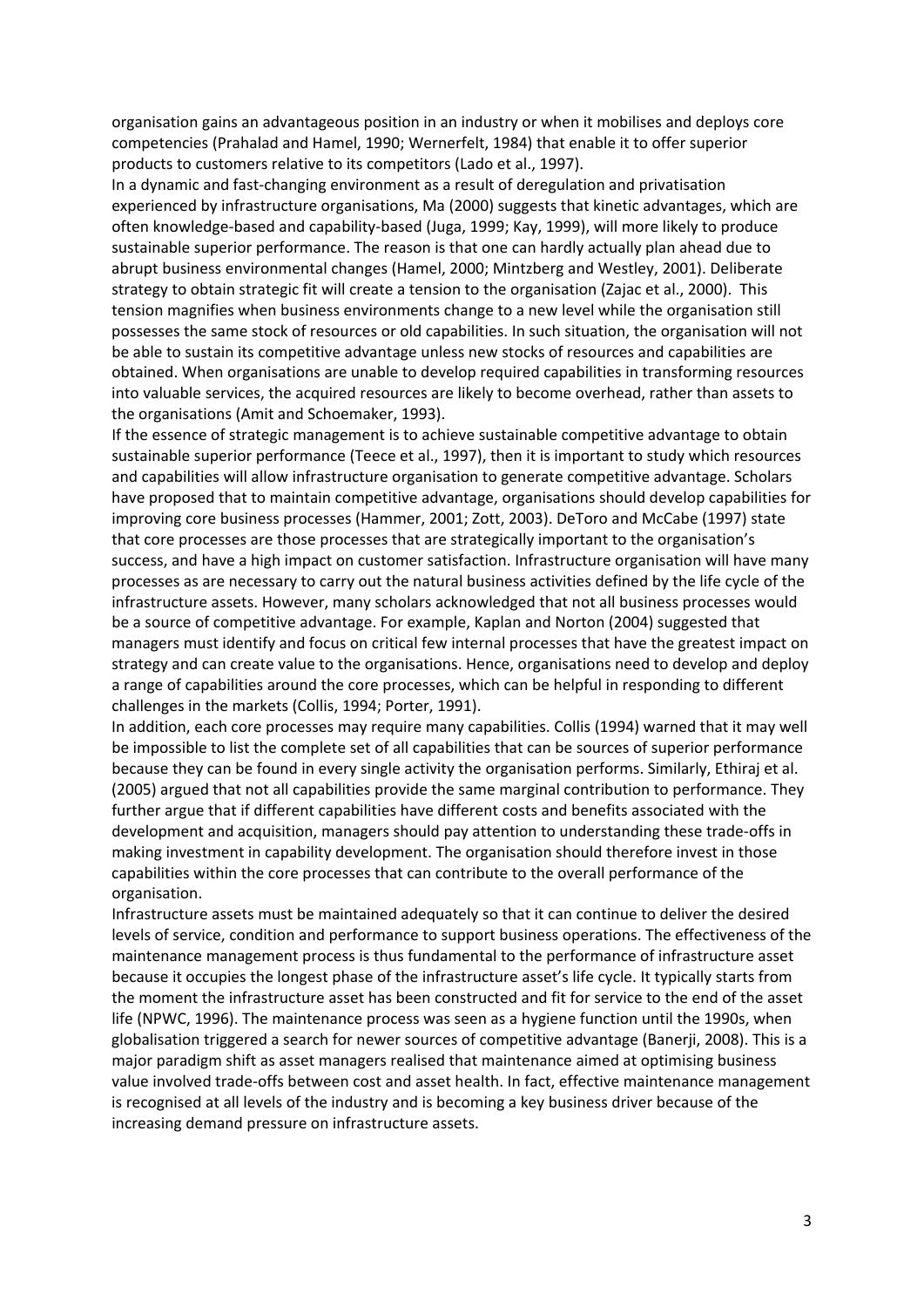organisation gains an advantageous position in an industry or when it mobilises and deploys core competencies (Prahalad and Hamel, 1990; Wernerfelt, 1984) that enable it to offer superior products to customers relative to its competitors (Lado et al., 1997).

In a dynamic and fast-changing environment as a result of deregulation and privatisation experienced by infrastructure organisations, Ma (2000) suggests that kinetic advantages, which are often knowledge-based and capability-based (Juga, 1999; Kay, 1999), will more likely to produce sustainable superior performance. The reason is that one can hardly actually plan ahead due to abrupt business environmental changes (Hamel, 2000; Mintzberg and Westley, 2001). Deliberate strategy to obtain strategic fit will create a tension to the organisation (Zajac et al., 2000). This tension magnifies when business environments change to a new level while the organisation still possesses the same stock of resources or old capabilities. In such situation, the organisation will not be able to sustain its competitive advantage unless new stocks of resources and capabilities are obtained. When organisations are unable to develop required capabilities in transforming resources into valuable services, the acquired resources are likely to become overhead, rather than assets to the organisations (Amit and Schoemaker, 1993).

If the essence of strategic management is to achieve sustainable competitive advantage to obtain sustainable superior performance (Teece et al., 1997), then it is important to study which resources and capabilities will allow infrastructure organisation to generate competitive advantage. Scholars have proposed that to maintain competitive advantage, organisations should develop capabilities for improving core business processes (Hammer, 2001; Zott, 2003). DeToro and McCabe (1997) state that core processes are those processes that are strategically important to the organisation's success, and have a high impact on customer satisfaction. Infrastructure organisation will have many processes as are necessary to carry out the natural business activities defined by the life cycle of the infrastructure assets. However, many scholars acknowledged that not all business processes would be a source of competitive advantage. For example, Kaplan and Norton (2004) suggested that managers must identify and focus on critical few internal processes that have the greatest impact on strategy and can create value to the organisations. Hence, organisations need to develop and deploy a range of capabilities around the core processes, which can be helpful in responding to different challenges in the markets (Collis, 1994; Porter, 1991).

In addition, each core processes may require many capabilities. Collis (1994) warned that it may well be impossible to list the complete set of all capabilities that can be sources of superior performance because they can be found in every single activity the organisation performs. Similarly, Ethiraj et al. (2005) argued that not all capabilities provide the same marginal contribution to performance. They further argue that if different capabilities have different costs and benefits associated with the development and acquisition, managers should pay attention to understanding these trade-offs in making investment in capability development. The organisation should therefore invest in those capabilities within the core processes that can contribute to the overall performance of the organisation.

Infrastructure assets must be maintained adequately so that it can continue to deliver the desired levels of service, condition and performance to support business operations. The effectiveness of the maintenance management process is thus fundamental to the performance of infrastructure asset because it occupies the longest phase of the infrastructure asset's life cycle. It typically starts from the moment the infrastructure asset has been constructed and fit for service to the end of the asset life (NPWC, 1996). The maintenance process was seen as a hygiene function until the 1990s, when globalisation triggered a search for newer sources of competitive advantage (Banerji, 2008). This is a major paradigm shift as asset managers realised that maintenance aimed at optimising business value involved trade-offs between cost and asset health. In fact, effective maintenance management is recognised at all levels of the industry and is becoming a key business driver because of the increasing demand pressure on infrastructure assets.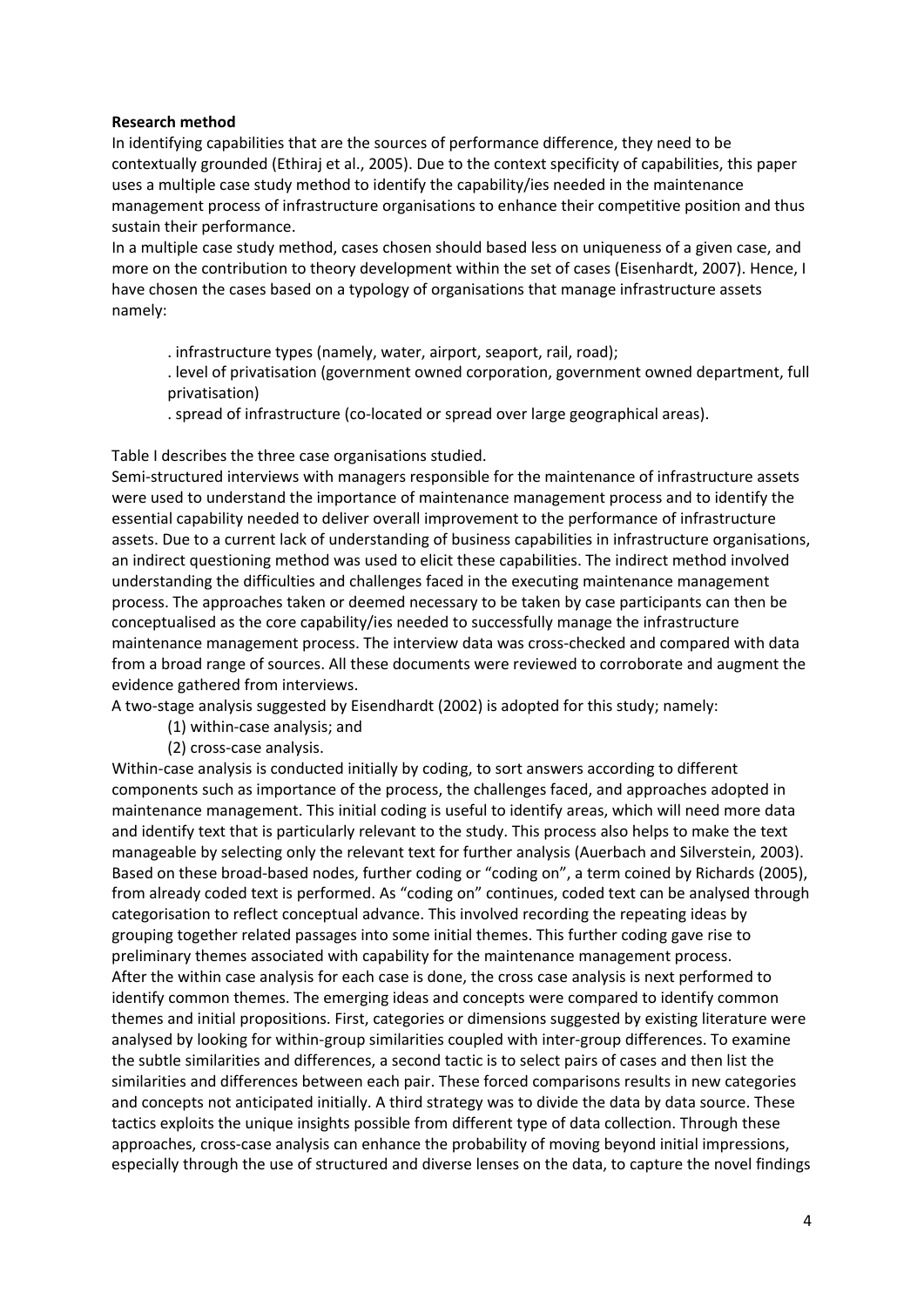**Research method**

In identifying capabilities that are the sources of performance difference, they need to be contextually grounded (Ethiraj et al., 2005). Due to the context specificity of capabilities, this paper uses a multiple case study method to identify the capability/ies needed in the maintenance management process of infrastructure organisations to enhance their competitive position and thus sustain their performance.

In a multiple case study method, cases chosen should based less on uniqueness of a given case, and more on the contribution to theory development within the set of cases (Eisenhardt, 2007). Hence, I have chosen the cases based on a typology of organisations that manage infrastructure assets namely:

. infrastructure types (namely, water, airport, seaport, rail, road);

. level of privatisation (government owned corporation, government owned department, full privatisation)

. spread of infrastructure (co-located or spread over large geographical areas).

Table I describes the three case organisations studied.

Semi-structured interviews with managers responsible for the maintenance of infrastructure assets were used to understand the importance of maintenance management process and to identify the essential capability needed to deliver overall improvement to the performance of infrastructure assets. Due to a current lack of understanding of business capabilities in infrastructure organisations, an indirect questioning method was used to elicit these capabilities. The indirect method involved understanding the difficulties and challenges faced in the executing maintenance management process. The approaches taken or deemed necessary to be taken by case participants can then be conceptualised as the core capability/ies needed to successfully manage the infrastructure maintenance management process. The interview data was cross-checked and compared with data from a broad range of sources. All these documents were reviewed to corroborate and augment the evidence gathered from interviews.

A two-stage analysis suggested by Eisendhardt (2002) is adopted for this study; namely:

(1) within-case analysis; and

(2) cross-case analysis.

Within-case analysis is conducted initially by coding, to sort answers according to different components such as importance of the process, the challenges faced, and approaches adopted in maintenance management. This initial coding is useful to identify areas, which will need more data and identify text that is particularly relevant to the study. This process also helps to make the text manageable by selecting only the relevant text for further analysis (Auerbach and Silverstein, 2003). Based on these broad-based nodes, further coding or "coding on", a term coined by Richards (2005), from already coded text is performed. As "coding on" continues, coded text can be analysed through categorisation to reflect conceptual advance. This involved recording the repeating ideas by grouping together related passages into some initial themes. This further coding gave rise to preliminary themes associated with capability for the maintenance management process.

After the within case analysis for each case is done, the cross case analysis is next performed to identify common themes. The emerging ideas and concepts were compared to identify common themes and initial propositions. First, categories or dimensions suggested by existing literature were analysed by looking for within-group similarities coupled with inter-group differences. To examine the subtle similarities and differences, a second tactic is to select pairs of cases and then list the similarities and differences between each pair. These forced comparisons results in new categories and concepts not anticipated initially. A third strategy was to divide the data by data source. These tactics exploits the unique insights possible from different type of data collection. Through these approaches, cross-case analysis can enhance the probability of moving beyond initial impressions, especially through the use of structured and diverse lenses on the data, to capture the novel findings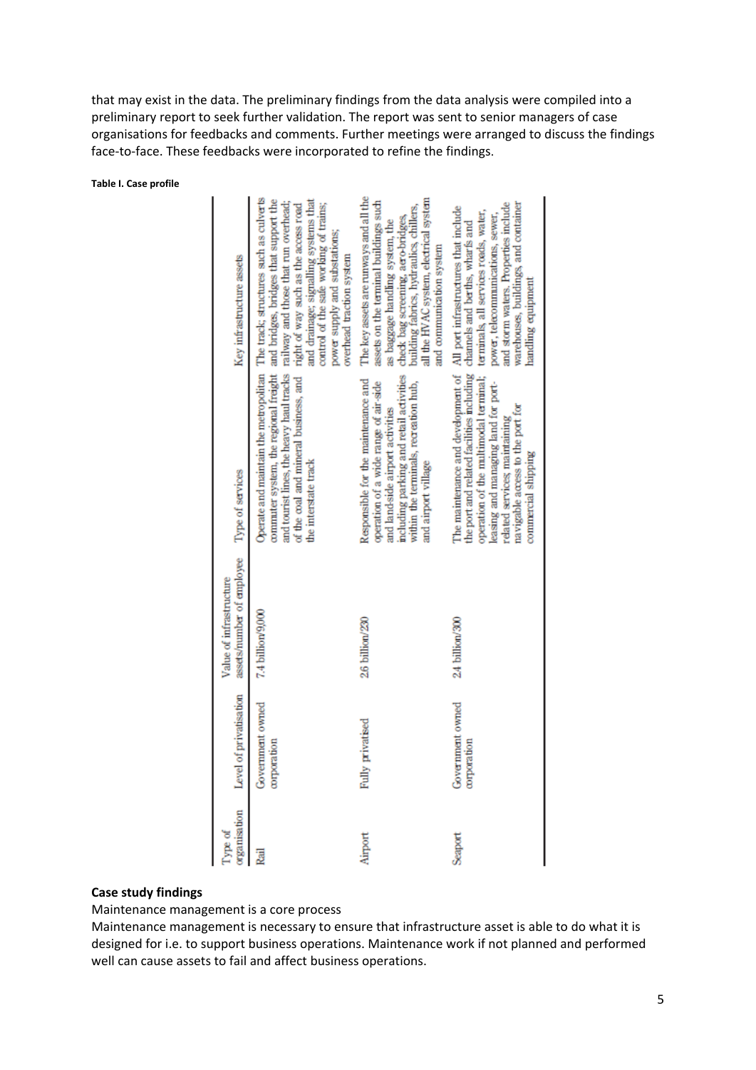that may exist in the data. The preliminary findings from the data analysis were compiled into a preliminary report to seek further validation. The report was sent to senior managers of case organisations for feedbacks and comments. Further meetings were arranged to discuss the findings face-to-face. These feedbacks were incorporated to refine the findings.

**Table I. Case profile**

| Type of organisation | Level of privatisation | Value of infrastructure assets/number of employee | Type of services | Key infrastructure assets |
|---|---|---|---|---|
| Rail | Government owned corporation | 7.4 billion/9,000 | Operate and maintain the metropolitan commuter system, the regional freight and tourist lines, the heavy haul tracks of the coal and mineral business, and the interstate track | The track; structures such as culverts and bridges, bridges that support the railway and those that run overhead; right of way such as the access road and drainage; signalling systems that control of the safe working of trains; power supply and substations; overhead traction system |
| Airport | Fully privatised | 2.6 billion/230 | Responsible for the maintenance and operation of a wide range of air-side and land-side airport activities including parking and retail activities within the terminals, recreation hub, and airport village | The key assets are runways and all the assets on the terminal buildings such as baggage handling system, the check bag screening, aero-bridges, building fabrics, hydraulics, chillers, all the HVAC system, electrical system and communication system |
| Seaport | Government owned corporation | 2.4 billion/300 | The maintenance and development of the port and related facilities including operation of the multimodal terminal; leasing and managing land for port-related services maintaining navigable access to the port for commercial shipping | All port infrastructures that include channels and berths, wharfs and terminals, all services roads, water, power, telecommunications, sewer, and storm waters. Properties include warehouses, buildings, and container handling equipment |

**Case study findings**

Maintenance management is a core process

Maintenance management is necessary to ensure that infrastructure asset is able to do what it is designed for i.e. to support business operations. Maintenance work if not planned and performed well can cause assets to fail and affect business operations.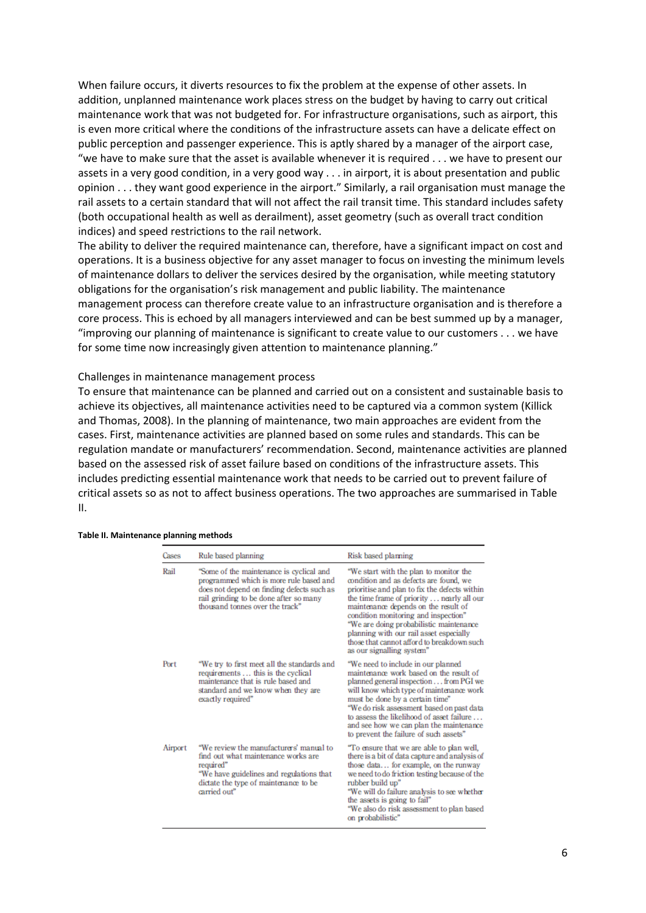When failure occurs, it diverts resources to fix the problem at the expense of other assets. In addition, unplanned maintenance work places stress on the budget by having to carry out critical maintenance work that was not budgeted for. For infrastructure organisations, such as airport, this is even more critical where the conditions of the infrastructure assets can have a delicate effect on public perception and passenger experience. This is aptly shared by a manager of the airport case, "we have to make sure that the asset is available whenever it is required . . . we have to present our assets in a very good condition, in a very good way . . . in airport, it is about presentation and public opinion . . . they want good experience in the airport." Similarly, a rail organisation must manage the rail assets to a certain standard that will not affect the rail transit time. This standard includes safety (both occupational health as well as derailment), asset geometry (such as overall tract condition indices) and speed restrictions to the rail network.

The ability to deliver the required maintenance can, therefore, have a significant impact on cost and operations. It is a business objective for any asset manager to focus on investing the minimum levels of maintenance dollars to deliver the services desired by the organisation, while meeting statutory obligations for the organisation's risk management and public liability. The maintenance management process can therefore create value to an infrastructure organisation and is therefore a core process. This is echoed by all managers interviewed and can be best summed up by a manager, "improving our planning of maintenance is significant to create value to our customers . . . we have for some time now increasingly given attention to maintenance planning."

## Challenges in maintenance management process

To ensure that maintenance can be planned and carried out on a consistent and sustainable basis to achieve its objectives, all maintenance activities need to be captured via a common system (Killick and Thomas, 2008). In the planning of maintenance, two main approaches are evident from the cases. First, maintenance activities are planned based on some rules and standards. This can be regulation mandate or manufacturers' recommendation. Second, maintenance activities are planned based on the assessed risk of asset failure based on conditions of the infrastructure assets. This includes predicting essential maintenance work that needs to be carried out to prevent failure of critical assets so as not to affect business operations. The two approaches are summarised in Table II.

**Table II. Maintenance planning methods**

| Cases | Rule based planning | Risk based planning |
|---|---|---|
| Rail | "Some of the maintenance is cyclical and programmed which is more rule based and does not depend on finding defects such as rail grinding to be done after so many thousand tonnes over the track" | "We start with the plan to monitor the condition and as defects are found, we prioritise and plan to fix the defects within the time frame of priority … nearly all our maintenance depends on the result of condition monitoring and inspection" "We are doing probabilistic maintenance planning with our rail asset especially those that cannot afford to breakdown such as our signalling system" |
| Port | "We try to first meet all the standards and requirements … this is the cyclical maintenance that is rule based and standard and we know when they are exactly required" | "We need to include in our planned maintenance work based on the result of planned general inspection … from PGI we will know which type of maintenance work must be done by a certain time" "We do risk assessment based on past data to assess the likelihood of asset failure … and see how we can plan the maintenance to prevent the failure of such assets" |
| Airport | "We review the manufacturers' manual to find out what maintenance works are required" "We have guidelines and regulations that dictate the type of maintenance to be carried out" | "To ensure that we are able to plan well, there is a bit of data capture and analysis of those data… for example, on the runway we need to do friction testing because of the rubber build up" "We will do failure analysis to see whether the assets is going to fail" "We also do risk assessment to plan based on probabilistic" |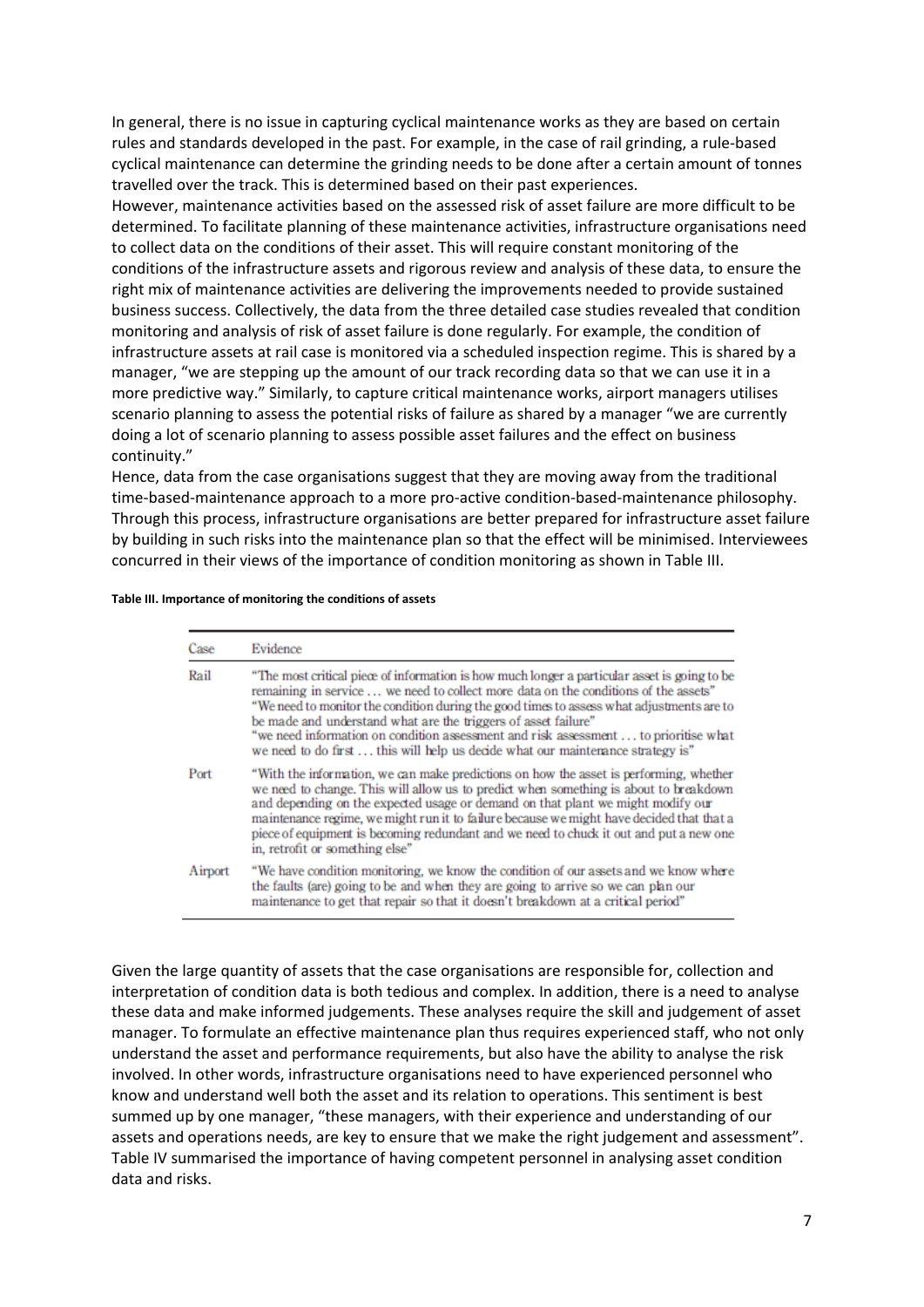In general, there is no issue in capturing cyclical maintenance works as they are based on certain rules and standards developed in the past. For example, in the case of rail grinding, a rule-based cyclical maintenance can determine the grinding needs to be done after a certain amount of tonnes travelled over the track. This is determined based on their past experiences.

However, maintenance activities based on the assessed risk of asset failure are more difficult to be determined. To facilitate planning of these maintenance activities, infrastructure organisations need to collect data on the conditions of their asset. This will require constant monitoring of the conditions of the infrastructure assets and rigorous review and analysis of these data, to ensure the right mix of maintenance activities are delivering the improvements needed to provide sustained business success. Collectively, the data from the three detailed case studies revealed that condition monitoring and analysis of risk of asset failure is done regularly. For example, the condition of infrastructure assets at rail case is monitored via a scheduled inspection regime. This is shared by a manager, "we are stepping up the amount of our track recording data so that we can use it in a more predictive way." Similarly, to capture critical maintenance works, airport managers utilises scenario planning to assess the potential risks of failure as shared by a manager "we are currently doing a lot of scenario planning to assess possible asset failures and the effect on business continuity."

Hence, data from the case organisations suggest that they are moving away from the traditional time-based-maintenance approach to a more pro-active condition-based-maintenance philosophy. Through this process, infrastructure organisations are better prepared for infrastructure asset failure by building in such risks into the maintenance plan so that the effect will be minimised. Interviewees concurred in their views of the importance of condition monitoring as shown in Table III.

**Table III. Importance of monitoring the conditions of assets**

| Case | Evidence |
|---|---|
| Rail | "The most critical piece of information is how much longer a particular asset is going to be remaining in service … we need to collect more data on the conditions of the assets" "We need to monitor the condition during the good times to assess what adjustments are to be made and understand what are the triggers of asset failure" "we need information on condition assessment and risk assessment … to prioritise what we need to do first … this will help us decide what our maintenance strategy is" |
| Port | "With the information, we can make predictions on how the asset is performing, whether we need to change. This will allow us to predict when something is about to breakdown and depending on the expected usage or demand on that plant we might modify our maintenance regime, we might run it to failure because we might have decided that that a piece of equipment is becoming redundant and we need to chuck it out and put a new one in, retrofit or something else" |
| Airport | "We have condition monitoring, we know the condition of our assets and we know where the faults (are) going to be and when they are going to arrive so we can plan our maintenance to get that repair so that it doesn't breakdown at a critical period" |

Given the large quantity of assets that the case organisations are responsible for, collection and interpretation of condition data is both tedious and complex. In addition, there is a need to analyse these data and make informed judgements. These analyses require the skill and judgement of asset manager. To formulate an effective maintenance plan thus requires experienced staff, who not only understand the asset and performance requirements, but also have the ability to analyse the risk involved. In other words, infrastructure organisations need to have experienced personnel who know and understand well both the asset and its relation to operations. This sentiment is best summed up by one manager, "these managers, with their experience and understanding of our assets and operations needs, are key to ensure that we make the right judgement and assessment". Table IV summarised the importance of having competent personnel in analysing asset condition data and risks.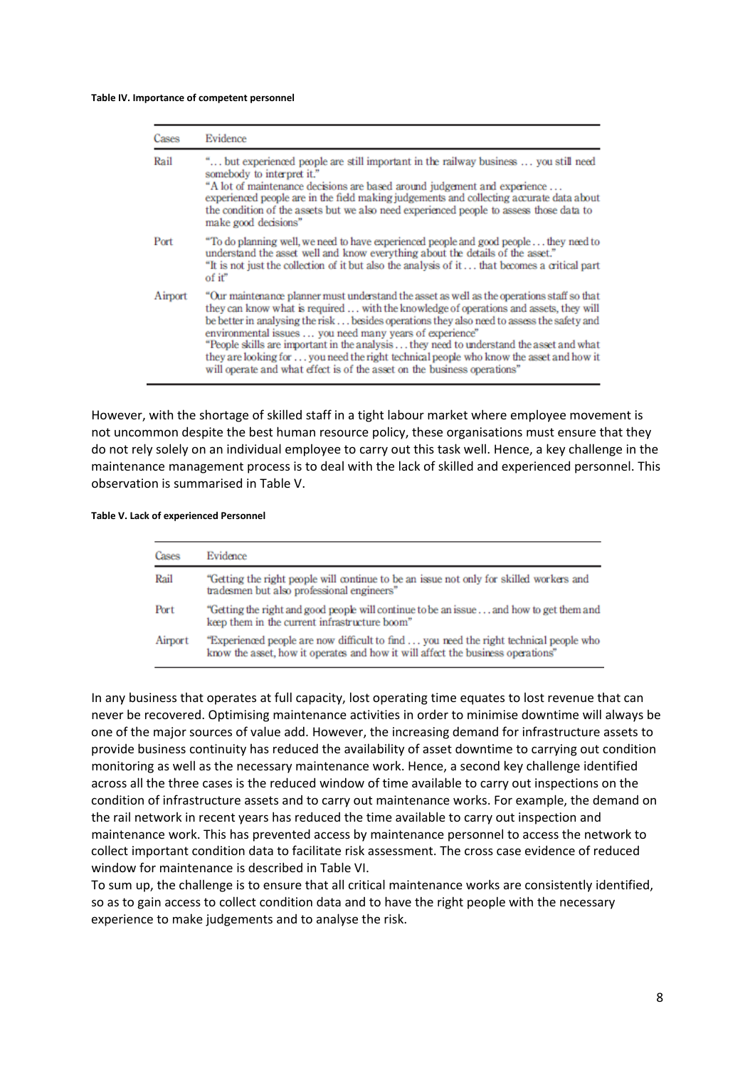**Table IV. Importance of competent personnel**

| Cases | Evidence |
|---|---|
| Rail | "… but experienced people are still important in the railway business … you still need somebody to interpret it." "A lot of maintenance decisions are based around judgement and experience … experienced people are in the field making judgements and collecting accurate data about the condition of the assets but we also need experienced people to assess those data to make good decisions" |
| Port | "To do planning well, we need to have experienced people and good people … they need to understand the asset well and know everything about the details of the asset." "It is not just the collection of it but also the analysis of it … that becomes a critical part of it" |
| Airport | "Our maintenance planner must understand the asset as well as the operations staff so that they can know what is required … with the knowledge of operations and assets, they will be better in analysing the risk … besides operations they also need to assess the safety and environmental issues … you need many years of experience" "People skills are important in the analysis … they need to understand the asset and what they are looking for … you need the right technical people who know the asset and how it will operate and what effect is of the asset on the business operations" |

However, with the shortage of skilled staff in a tight labour market where employee movement is not uncommon despite the best human resource policy, these organisations must ensure that they do not rely solely on an individual employee to carry out this task well. Hence, a key challenge in the maintenance management process is to deal with the lack of skilled and experienced personnel. This observation is summarised in Table V.

**Table V. Lack of experienced Personnel**

| Cases | Evidence |
|---|---|
| Rail | "Getting the right people will continue to be an issue not only for skilled workers and tradesmen but also professional engineers" |
| Port | "Getting the right and good people will continue to be an issue … and how to get them and keep them in the current infrastructure boom" |
| Airport | "Experienced people are now difficult to find … you need the right technical people who know the asset, how it operates and how it will affect the business operations" |

In any business that operates at full capacity, lost operating time equates to lost revenue that can never be recovered. Optimising maintenance activities in order to minimise downtime will always be one of the major sources of value add. However, the increasing demand for infrastructure assets to provide business continuity has reduced the availability of asset downtime to carrying out condition monitoring as well as the necessary maintenance work. Hence, a second key challenge identified across all the three cases is the reduced window of time available to carry out inspections on the condition of infrastructure assets and to carry out maintenance works. For example, the demand on the rail network in recent years has reduced the time available to carry out inspection and maintenance work. This has prevented access by maintenance personnel to access the network to collect important condition data to facilitate risk assessment. The cross case evidence of reduced window for maintenance is described in Table VI.

To sum up, the challenge is to ensure that all critical maintenance works are consistently identified, so as to gain access to collect condition data and to have the right people with the necessary experience to make judgements and to analyse the risk.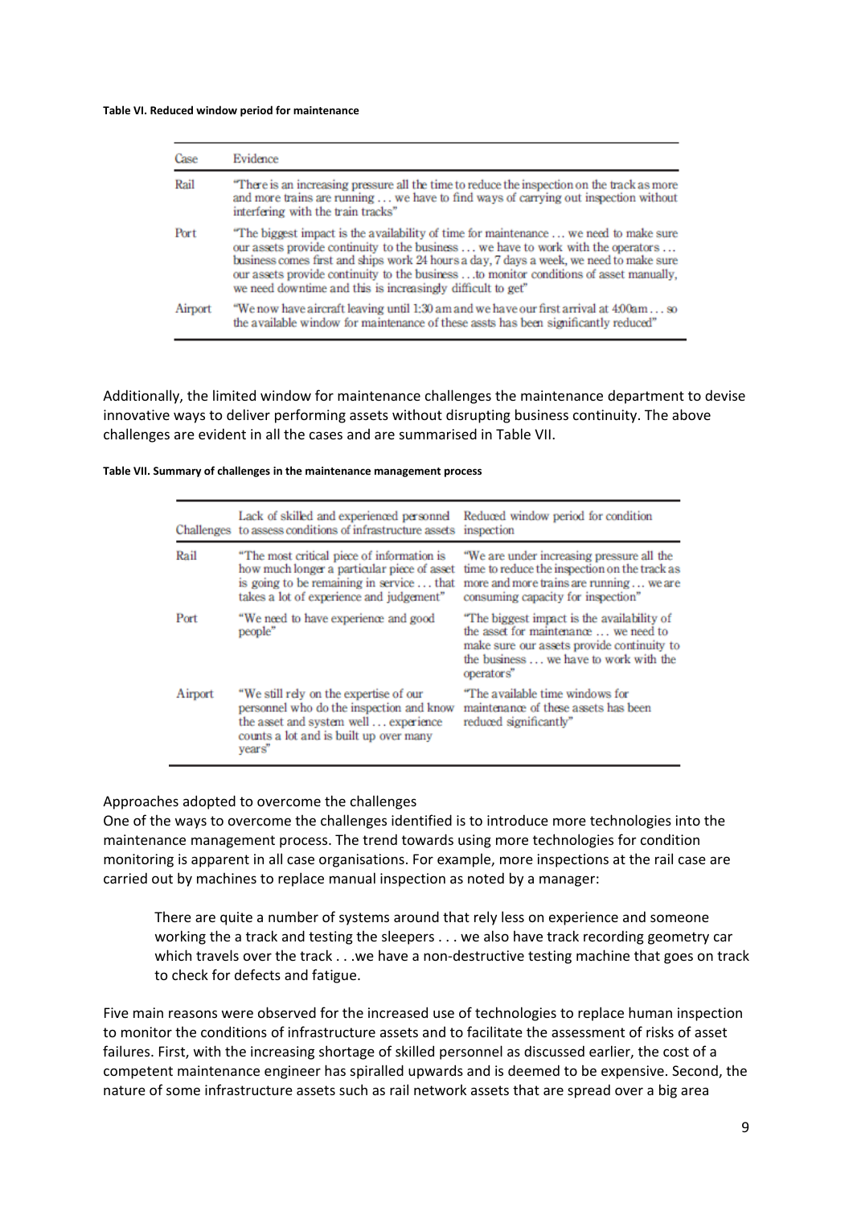**Table VI. Reduced window period for maintenance**

| Case | Evidence |
|---|---|
| Rail | "There is an increasing pressure all the time to reduce the inspection on the track as more and more trains are running . . . we have to find ways of carrying out inspection without interfering with the train tracks" |
| Port | "The biggest impact is the availability of time for maintenance . . . we need to make sure our assets provide continuity to the business . . . we have to work with the operators . . . business comes first and ships work 24 hours a day, 7 days a week, we need to make sure our assets provide continuity to the business . . .to monitor conditions of asset manually, we need downtime and this is increasingly difficult to get" |
| Airport | "We now have aircraft leaving until 1:30 am and we have our first arrival at 4:00am . . . so the available window for maintenance of these assts has been significantly reduced" |

Additionally, the limited window for maintenance challenges the maintenance department to devise innovative ways to deliver performing assets without disrupting business continuity. The above challenges are evident in all the cases and are summarised in Table VII.

**Table VII. Summary of challenges in the maintenance management process**

| Challenges | Lack of skilled and experienced personnel to assess conditions of infrastructure assets | Reduced window period for condition inspection |
|---|---|---|
| Rail | "The most critical piece of information is how much longer a particular piece of asset is going to be remaining in service . . . that takes a lot of experience and judgement" | "We are under increasing pressure all the time to reduce the inspection on the track as more and more trains are running . . . we are consuming capacity for inspection" |
| Port | "We need to have experience and good people" | "The biggest impact is the availability of the asset for maintenance . . . we need to make sure our assets provide continuity to the business . . . we have to work with the operators" |
| Airport | "We still rely on the expertise of our personnel who do the inspection and know the asset and system well . . . experience counts a lot and is built up over many years" | "The available time windows for maintenance of these assets has been reduced significantly" |

Approaches adopted to overcome the challenges

One of the ways to overcome the challenges identified is to introduce more technologies into the maintenance management process. The trend towards using more technologies for condition monitoring is apparent in all case organisations. For example, more inspections at the rail case are carried out by machines to replace manual inspection as noted by a manager:

> There are quite a number of systems around that rely less on experience and someone working the a track and testing the sleepers . . . we also have track recording geometry car which travels over the track . . .we have a non-destructive testing machine that goes on track to check for defects and fatigue.

Five main reasons were observed for the increased use of technologies to replace human inspection to monitor the conditions of infrastructure assets and to facilitate the assessment of risks of asset failures. First, with the increasing shortage of skilled personnel as discussed earlier, the cost of a competent maintenance engineer has spiralled upwards and is deemed to be expensive. Second, the nature of some infrastructure assets such as rail network assets that are spread over a big area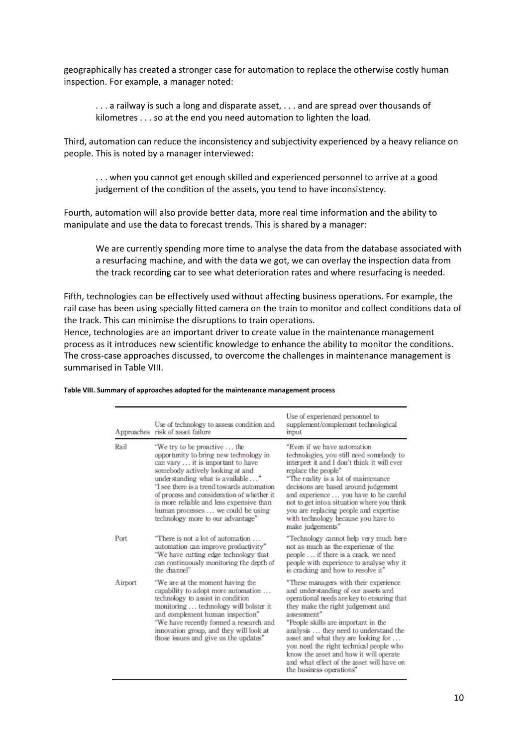geographically has created a stronger case for automation to replace the otherwise costly human inspection. For example, a manager noted:

> . . . a railway is such a long and disparate asset, . . . and are spread over thousands of kilometres . . . so at the end you need automation to lighten the load.

Third, automation can reduce the inconsistency and subjectivity experienced by a heavy reliance on people. This is noted by a manager interviewed:

> . . . when you cannot get enough skilled and experienced personnel to arrive at a good judgement of the condition of the assets, you tend to have inconsistency.

Fourth, automation will also provide better data, more real time information and the ability to manipulate and use the data to forecast trends. This is shared by a manager:

> We are currently spending more time to analyse the data from the database associated with a resurfacing machine, and with the data we got, we can overlay the inspection data from the track recording car to see what deterioration rates and where resurfacing is needed.

Fifth, technologies can be effectively used without affecting business operations. For example, the rail case has been using specially fitted camera on the train to monitor and collect conditions data of the track. This can minimise the disruptions to train operations.
Hence, technologies are an important driver to create value in the maintenance management process as it introduces new scientific knowledge to enhance the ability to monitor the conditions. The cross-case approaches discussed, to overcome the challenges in maintenance management is summarised in Table VIII.

**Table VIII. Summary of approaches adopted for the maintenance management process**

| Approaches | Use of technology to assess condition and risk of asset failure | Use of experienced personnel to supplement/complement technological input |
|---|---|---|
| Rail | "We try to be proactive . . . the opportunity to bring new technology in can vary . . . it is important to have somebody actively looking at and understanding what is available . . ." "I see there is a trend towards automation of process and consideration of whether it is more reliable and less expensive than human processes . . . we could be using technology more to our advantage" | "Even if we have automation technologies, you still need somebody to interpret it and I don't think it will ever replace the people" "The reality is a lot of maintenance decisions are based around judgement and experience . . . you have to be careful not to get into a situation where you think you are replacing people and expertise with technology because you have to make judgements" |
| Port | "There is not a lot of automation . . . automation can improve productivity" "We have cutting edge technology that can continuously monitoring the depth of the channel" | "Technology cannot help very much here not as much as the experience of the people . . . if there is a crack, we need people with experience to analyse why it is cracking and how to resolve it" |
| Airport | "We are at the moment having the capability to adopt more automation . . . technology to assist in condition monitoring . . . technology will bolster it and complement human inspection" "We have recently formed a research and innovation group, and they will look at those issues and give us the updates" | "These managers with their experience and understanding of our assets and operational needs are key to ensuring that they make the right judgement and assessment" "People skills are important in the analysis . . . they need to understand the asset and what they are looking for . . . you need the right technical people who know the asset and how it will operate and what effect of the asset will have on the business operations" |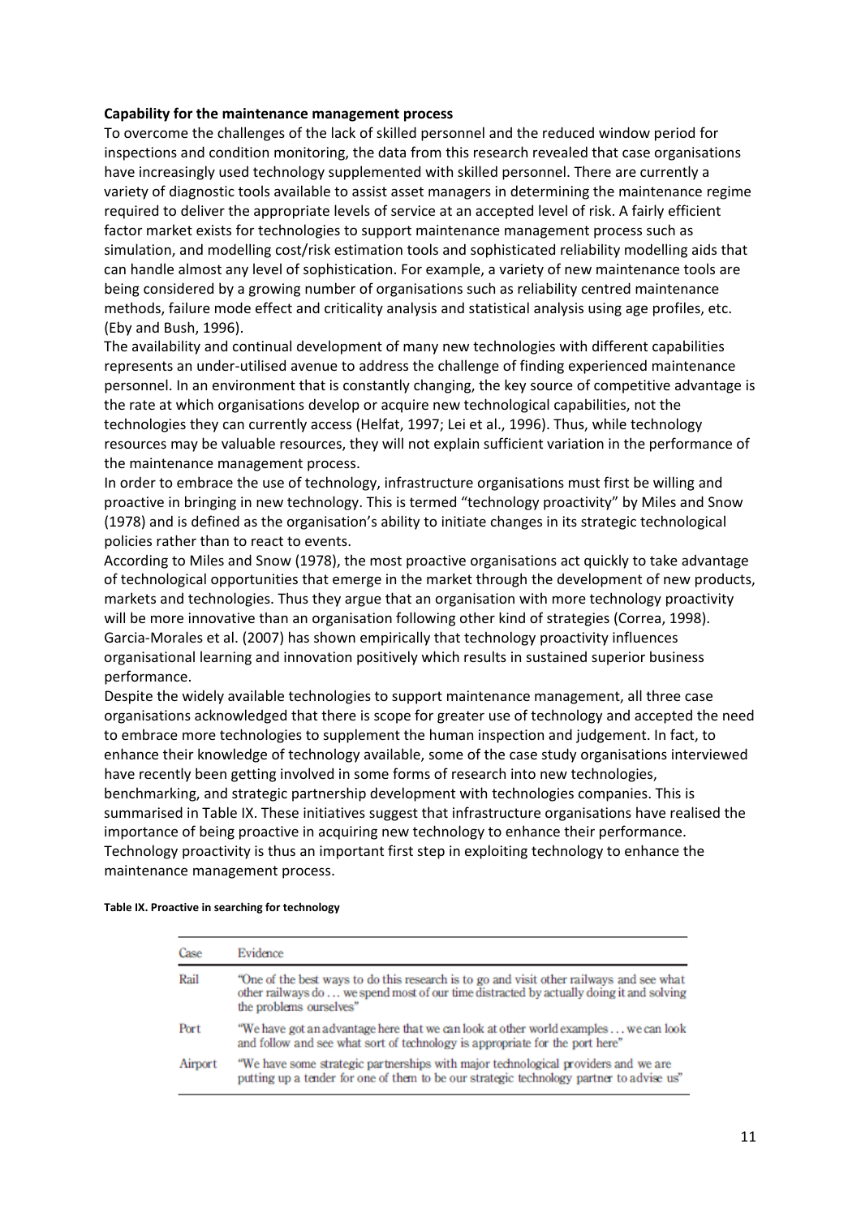**Capability for the maintenance management process**

To overcome the challenges of the lack of skilled personnel and the reduced window period for inspections and condition monitoring, the data from this research revealed that case organisations have increasingly used technology supplemented with skilled personnel. There are currently a variety of diagnostic tools available to assist asset managers in determining the maintenance regime required to deliver the appropriate levels of service at an accepted level of risk. A fairly efficient factor market exists for technologies to support maintenance management process such as simulation, and modelling cost/risk estimation tools and sophisticated reliability modelling aids that can handle almost any level of sophistication. For example, a variety of new maintenance tools are being considered by a growing number of organisations such as reliability centred maintenance methods, failure mode effect and criticality analysis and statistical analysis using age profiles, etc. (Eby and Bush, 1996).

The availability and continual development of many new technologies with different capabilities represents an under-utilised avenue to address the challenge of finding experienced maintenance personnel. In an environment that is constantly changing, the key source of competitive advantage is the rate at which organisations develop or acquire new technological capabilities, not the technologies they can currently access (Helfat, 1997; Lei et al., 1996). Thus, while technology resources may be valuable resources, they will not explain sufficient variation in the performance of the maintenance management process.

In order to embrace the use of technology, infrastructure organisations must first be willing and proactive in bringing in new technology. This is termed "technology proactivity" by Miles and Snow (1978) and is defined as the organisation's ability to initiate changes in its strategic technological policies rather than to react to events.

According to Miles and Snow (1978), the most proactive organisations act quickly to take advantage of technological opportunities that emerge in the market through the development of new products, markets and technologies. Thus they argue that an organisation with more technology proactivity will be more innovative than an organisation following other kind of strategies (Correa, 1998). Garcia-Morales et al. (2007) has shown empirically that technology proactivity influences organisational learning and innovation positively which results in sustained superior business performance.

Despite the widely available technologies to support maintenance management, all three case organisations acknowledged that there is scope for greater use of technology and accepted the need to embrace more technologies to supplement the human inspection and judgement. In fact, to enhance their knowledge of technology available, some of the case study organisations interviewed have recently been getting involved in some forms of research into new technologies, benchmarking, and strategic partnership development with technologies companies. This is summarised in Table IX. These initiatives suggest that infrastructure organisations have realised the importance of being proactive in acquiring new technology to enhance their performance. Technology proactivity is thus an important first step in exploiting technology to enhance the maintenance management process.

**Table IX. Proactive in searching for technology**

| Case | Evidence |
|---|---|
| Rail | "One of the best ways to do this research is to go and visit other railways and see what other railways do . . . we spend most of our time distracted by actually doing it and solving the problems ourselves" |
| Port | "We have got an advantage here that we can look at other world examples . . . we can look and follow and see what sort of technology is appropriate for the port here" |
| Airport | "We have some strategic partnerships with major technological providers and we are putting up a tender for one of them to be our strategic technology partner to advise us" |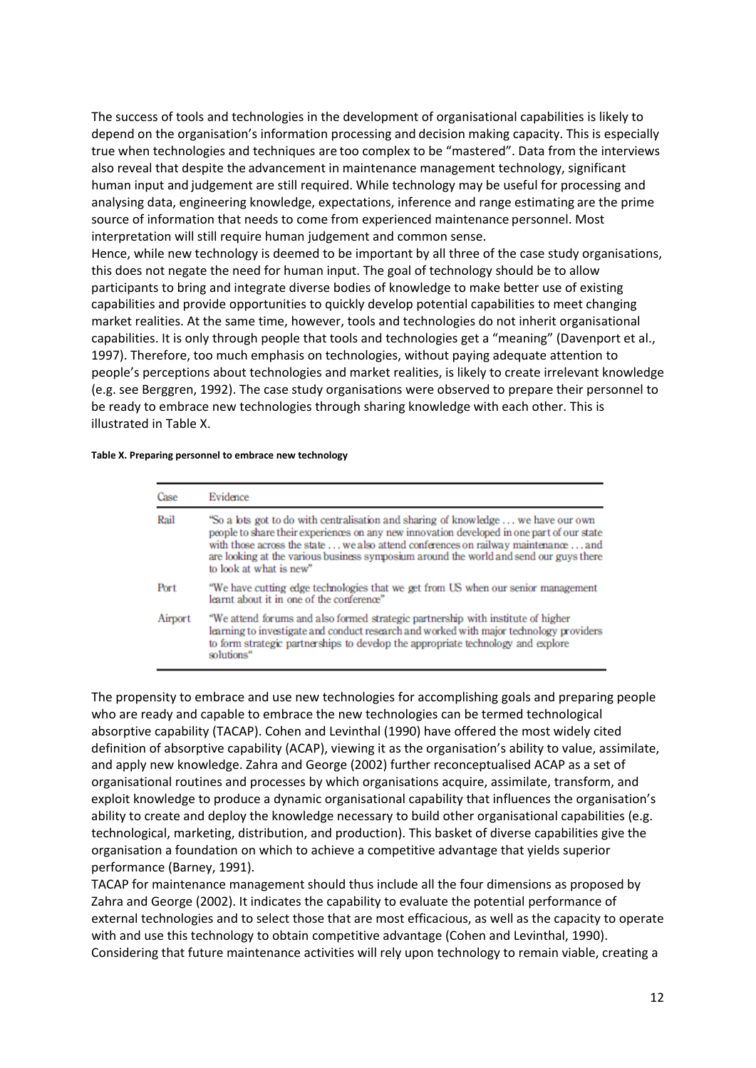The success of tools and technologies in the development of organisational capabilities is likely to depend on the organisation's information processing and decision making capacity. This is especially true when technologies and techniques are too complex to be "mastered". Data from the interviews also reveal that despite the advancement in maintenance management technology, significant human input and judgement are still required. While technology may be useful for processing and analysing data, engineering knowledge, expectations, inference and range estimating are the prime source of information that needs to come from experienced maintenance personnel. Most interpretation will still require human judgement and common sense.

Hence, while new technology is deemed to be important by all three of the case study organisations, this does not negate the need for human input. The goal of technology should be to allow participants to bring and integrate diverse bodies of knowledge to make better use of existing capabilities and provide opportunities to quickly develop potential capabilities to meet changing market realities. At the same time, however, tools and technologies do not inherit organisational capabilities. It is only through people that tools and technologies get a "meaning" (Davenport et al., 1997). Therefore, too much emphasis on technologies, without paying adequate attention to people's perceptions about technologies and market realities, is likely to create irrelevant knowledge (e.g. see Berggren, 1992). The case study organisations were observed to prepare their personnel to be ready to embrace new technologies through sharing knowledge with each other. This is illustrated in Table X.

**Table X. Preparing personnel to embrace new technology**

| Case | Evidence |
|---|---|
| Rail | "So a lots got to do with centralisation and sharing of knowledge . . . we have our own people to share their experiences on any new innovation developed in one part of our state with those across the state . . . we also attend conferences on railway maintenance . . . and are looking at the various business symposium around the world and send our guys there to look at what is new" |
| Port | "We have cutting edge technologies that we get from US when our senior management learnt about it in one of the conference" |
| Airport | "We attend forums and also formed strategic partnership with institute of higher learning to investigate and conduct research and worked with major technology providers to form strategic partnerships to develop the appropriate technology and explore solutions" |

The propensity to embrace and use new technologies for accomplishing goals and preparing people who are ready and capable to embrace the new technologies can be termed technological absorptive capability (TACAP). Cohen and Levinthal (1990) have offered the most widely cited definition of absorptive capability (ACAP), viewing it as the organisation's ability to value, assimilate, and apply new knowledge. Zahra and George (2002) further reconceptualised ACAP as a set of organisational routines and processes by which organisations acquire, assimilate, transform, and exploit knowledge to produce a dynamic organisational capability that influences the organisation's ability to create and deploy the knowledge necessary to build other organisational capabilities (e.g. technological, marketing, distribution, and production). This basket of diverse capabilities give the organisation a foundation on which to achieve a competitive advantage that yields superior performance (Barney, 1991).

TACAP for maintenance management should thus include all the four dimensions as proposed by Zahra and George (2002). It indicates the capability to evaluate the potential performance of external technologies and to select those that are most efficacious, as well as the capacity to operate with and use this technology to obtain competitive advantage (Cohen and Levinthal, 1990). Considering that future maintenance activities will rely upon technology to remain viable, creating a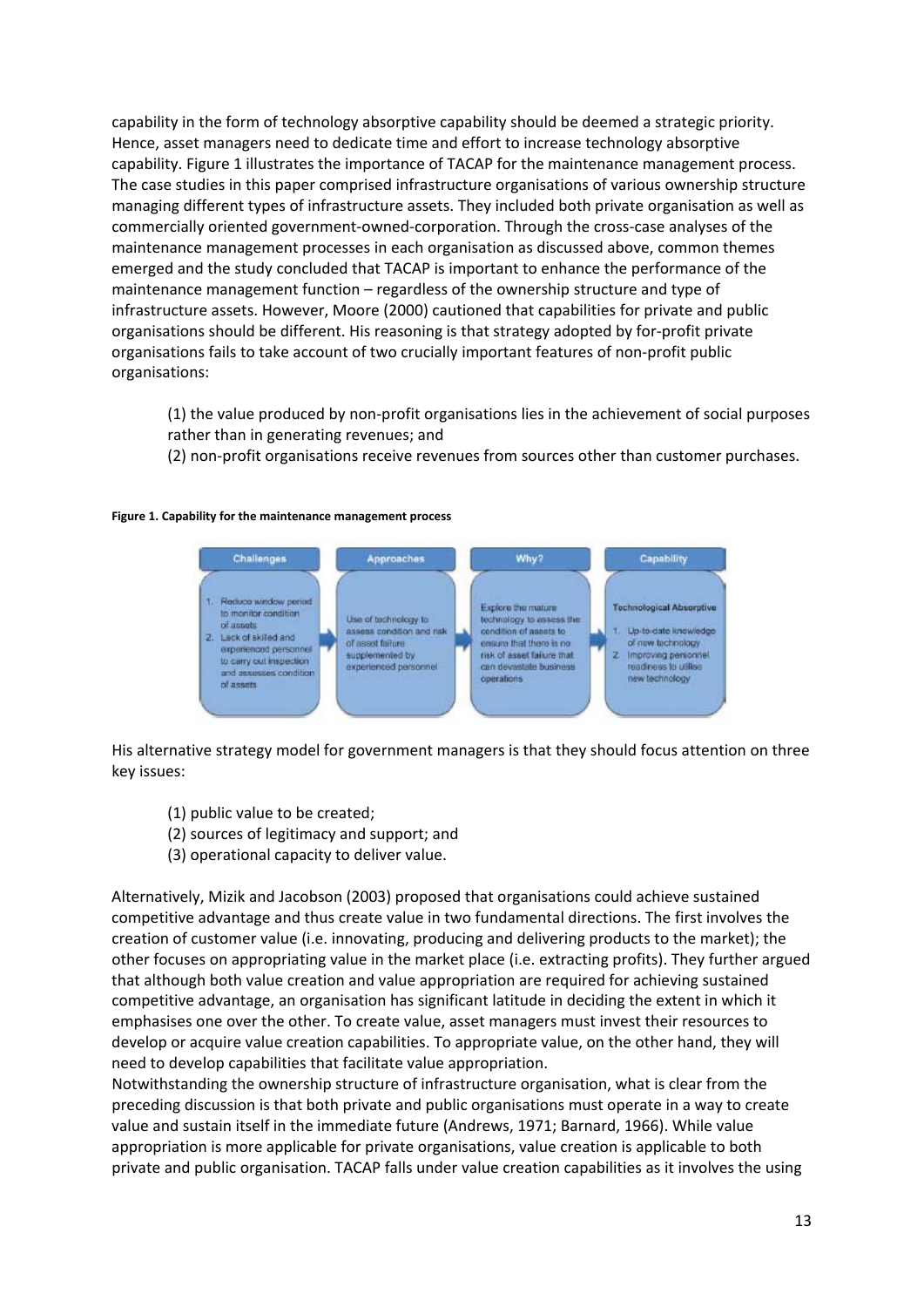capability in the form of technology absorptive capability should be deemed a strategic priority. Hence, asset managers need to dedicate time and effort to increase technology absorptive capability. Figure 1 illustrates the importance of TACAP for the maintenance management process. The case studies in this paper comprised infrastructure organisations of various ownership structure managing different types of infrastructure assets. They included both private organisation as well as commercially oriented government-owned-corporation. Through the cross-case analyses of the maintenance management processes in each organisation as discussed above, common themes emerged and the study concluded that TACAP is important to enhance the performance of the maintenance management function – regardless of the ownership structure and type of infrastructure assets. However, Moore (2000) cautioned that capabilities for private and public organisations should be different. His reasoning is that strategy adopted by for-profit private organisations fails to take account of two crucially important features of non-profit public organisations:

(1) the value produced by non-profit organisations lies in the achievement of social purposes rather than in generating revenues; and
(2) non-profit organisations receive revenues from sources other than customer purchases.

**Figure 1. Capability for the maintenance management process**

Challenges
1. Reduce window period to monitor condition of assets
2. Lack of skilled and experienced personnel to carry out inspection and assesses condition of assets

Approaches
Use of technology to assess condition and risk of asset failure supplemented by experienced personnel

Why?
Explore the mature technology to assess the condition of assets to ensure that there is no risk of asset failure that can devastate business operations

Capability
Technological Absorptive
1. Up-to-date knowledge of new technology
2. Improving personnel readiness to utilise new technology

His alternative strategy model for government managers is that they should focus attention on three key issues:

(1) public value to be created;
(2) sources of legitimacy and support; and
(3) operational capacity to deliver value.

Alternatively, Mizik and Jacobson (2003) proposed that organisations could achieve sustained competitive advantage and thus create value in two fundamental directions. The first involves the creation of customer value (i.e. innovating, producing and delivering products to the market); the other focuses on appropriating value in the market place (i.e. extracting profits). They further argued that although both value creation and value appropriation are required for achieving sustained competitive advantage, an organisation has significant latitude in deciding the extent in which it emphasises one over the other. To create value, asset managers must invest their resources to develop or acquire value creation capabilities. To appropriate value, on the other hand, they will need to develop capabilities that facilitate value appropriation.
Notwithstanding the ownership structure of infrastructure organisation, what is clear from the preceding discussion is that both private and public organisations must operate in a way to create value and sustain itself in the immediate future (Andrews, 1971; Barnard, 1966). While value appropriation is more applicable for private organisations, value creation is applicable to both private and public organisation. TACAP falls under value creation capabilities as it involves the using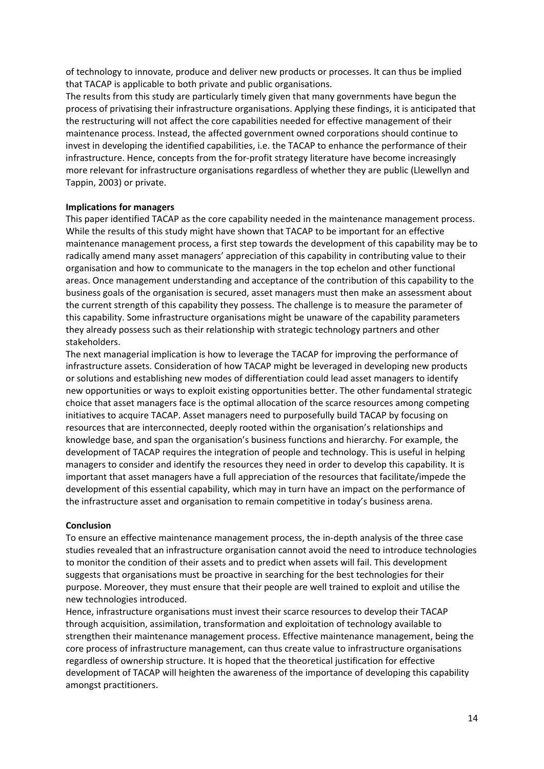of technology to innovate, produce and deliver new products or processes. It can thus be implied that TACAP is applicable to both private and public organisations.

The results from this study are particularly timely given that many governments have begun the process of privatising their infrastructure organisations. Applying these findings, it is anticipated that the restructuring will not affect the core capabilities needed for effective management of their maintenance process. Instead, the affected government owned corporations should continue to invest in developing the identified capabilities, i.e. the TACAP to enhance the performance of their infrastructure. Hence, concepts from the for-profit strategy literature have become increasingly more relevant for infrastructure organisations regardless of whether they are public (Llewellyn and Tappin, 2003) or private.

**Implications for managers**

This paper identified TACAP as the core capability needed in the maintenance management process. While the results of this study might have shown that TACAP to be important for an effective maintenance management process, a first step towards the development of this capability may be to radically amend many asset managers' appreciation of this capability in contributing value to their organisation and how to communicate to the managers in the top echelon and other functional areas. Once management understanding and acceptance of the contribution of this capability to the business goals of the organisation is secured, asset managers must then make an assessment about the current strength of this capability they possess. The challenge is to measure the parameter of this capability. Some infrastructure organisations might be unaware of the capability parameters they already possess such as their relationship with strategic technology partners and other stakeholders.

The next managerial implication is how to leverage the TACAP for improving the performance of infrastructure assets. Consideration of how TACAP might be leveraged in developing new products or solutions and establishing new modes of differentiation could lead asset managers to identify new opportunities or ways to exploit existing opportunities better. The other fundamental strategic choice that asset managers face is the optimal allocation of the scarce resources among competing initiatives to acquire TACAP. Asset managers need to purposefully build TACAP by focusing on resources that are interconnected, deeply rooted within the organisation's relationships and knowledge base, and span the organisation's business functions and hierarchy. For example, the development of TACAP requires the integration of people and technology. This is useful in helping managers to consider and identify the resources they need in order to develop this capability. It is important that asset managers have a full appreciation of the resources that facilitate/impede the development of this essential capability, which may in turn have an impact on the performance of the infrastructure asset and organisation to remain competitive in today's business arena.

**Conclusion**

To ensure an effective maintenance management process, the in-depth analysis of the three case studies revealed that an infrastructure organisation cannot avoid the need to introduce technologies to monitor the condition of their assets and to predict when assets will fail. This development suggests that organisations must be proactive in searching for the best technologies for their purpose. Moreover, they must ensure that their people are well trained to exploit and utilise the new technologies introduced.

Hence, infrastructure organisations must invest their scarce resources to develop their TACAP through acquisition, assimilation, transformation and exploitation of technology available to strengthen their maintenance management process. Effective maintenance management, being the core process of infrastructure management, can thus create value to infrastructure organisations regardless of ownership structure. It is hoped that the theoretical justification for effective development of TACAP will heighten the awareness of the importance of developing this capability amongst practitioners.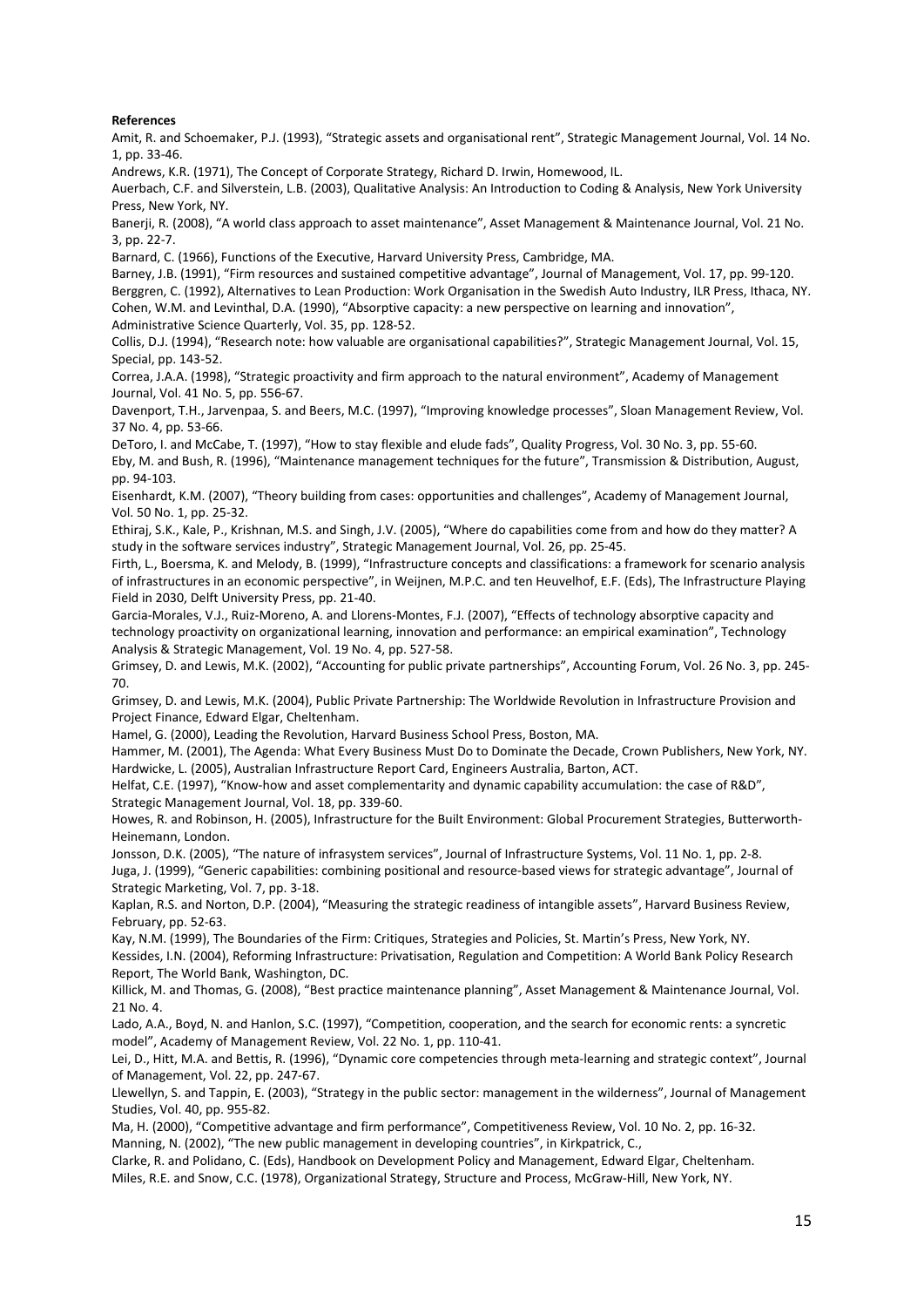**References**

Amit, R. and Schoemaker, P.J. (1993), "Strategic assets and organisational rent", Strategic Management Journal, Vol. 14 No. 1, pp. 33-46.

Andrews, K.R. (1971), The Concept of Corporate Strategy, Richard D. Irwin, Homewood, IL.

Auerbach, C.F. and Silverstein, L.B. (2003), Qualitative Analysis: An Introduction to Coding & Analysis, New York University Press, New York, NY.

Banerji, R. (2008), "A world class approach to asset maintenance", Asset Management & Maintenance Journal, Vol. 21 No. 3, pp. 22-7.

Barnard, C. (1966), Functions of the Executive, Harvard University Press, Cambridge, MA.

Barney, J.B. (1991), "Firm resources and sustained competitive advantage", Journal of Management, Vol. 17, pp. 99-120.

Berggren, C. (1992), Alternatives to Lean Production: Work Organisation in the Swedish Auto Industry, ILR Press, Ithaca, NY.

Cohen, W.M. and Levinthal, D.A. (1990), "Absorptive capacity: a new perspective on learning and innovation", Administrative Science Quarterly, Vol. 35, pp. 128-52.

Collis, D.J. (1994), "Research note: how valuable are organisational capabilities?", Strategic Management Journal, Vol. 15, Special, pp. 143-52.

Correa, J.A.A. (1998), "Strategic proactivity and firm approach to the natural environment", Academy of Management Journal, Vol. 41 No. 5, pp. 556-67.

Davenport, T.H., Jarvenpaa, S. and Beers, M.C. (1997), "Improving knowledge processes", Sloan Management Review, Vol. 37 No. 4, pp. 53-66.

DeToro, I. and McCabe, T. (1997), "How to stay flexible and elude fads", Quality Progress, Vol. 30 No. 3, pp. 55-60.

Eby, M. and Bush, R. (1996), "Maintenance management techniques for the future", Transmission & Distribution, August, pp. 94-103.

Eisenhardt, K.M. (2007), "Theory building from cases: opportunities and challenges", Academy of Management Journal, Vol. 50 No. 1, pp. 25-32.

Ethiraj, S.K., Kale, P., Krishnan, M.S. and Singh, J.V. (2005), "Where do capabilities come from and how do they matter? A study in the software services industry", Strategic Management Journal, Vol. 26, pp. 25-45.

Firth, L., Boersma, K. and Melody, B. (1999), "Infrastructure concepts and classifications: a framework for scenario analysis of infrastructures in an economic perspective", in Weijnen, M.P.C. and ten Heuvelhof, E.F. (Eds), The Infrastructure Playing Field in 2030, Delft University Press, pp. 21-40.

Garcia-Morales, V.J., Ruiz-Moreno, A. and Llorens-Montes, F.J. (2007), "Effects of technology absorptive capacity and technology proactivity on organizational learning, innovation and performance: an empirical examination", Technology Analysis & Strategic Management, Vol. 19 No. 4, pp. 527-58.

Grimsey, D. and Lewis, M.K. (2002), "Accounting for public private partnerships", Accounting Forum, Vol. 26 No. 3, pp. 245-70.

Grimsey, D. and Lewis, M.K. (2004), Public Private Partnership: The Worldwide Revolution in Infrastructure Provision and Project Finance, Edward Elgar, Cheltenham.

Hamel, G. (2000), Leading the Revolution, Harvard Business School Press, Boston, MA.

Hammer, M. (2001), The Agenda: What Every Business Must Do to Dominate the Decade, Crown Publishers, New York, NY.

Hardwicke, L. (2005), Australian Infrastructure Report Card, Engineers Australia, Barton, ACT.

Helfat, C.E. (1997), "Know-how and asset complementarity and dynamic capability accumulation: the case of R&D", Strategic Management Journal, Vol. 18, pp. 339-60.

Howes, R. and Robinson, H. (2005), Infrastructure for the Built Environment: Global Procurement Strategies, Butterworth-Heinemann, London.

Jonsson, D.K. (2005), "The nature of infrasystem services", Journal of Infrastructure Systems, Vol. 11 No. 1, pp. 2-8.

Juga, J. (1999), "Generic capabilities: combining positional and resource-based views for strategic advantage", Journal of Strategic Marketing, Vol. 7, pp. 3-18.

Kaplan, R.S. and Norton, D.P. (2004), "Measuring the strategic readiness of intangible assets", Harvard Business Review, February, pp. 52-63.

Kay, N.M. (1999), The Boundaries of the Firm: Critiques, Strategies and Policies, St. Martin's Press, New York, NY.

Kessides, I.N. (2004), Reforming Infrastructure: Privatisation, Regulation and Competition: A World Bank Policy Research Report, The World Bank, Washington, DC.

Killick, M. and Thomas, G. (2008), "Best practice maintenance planning", Asset Management & Maintenance Journal, Vol. 21 No. 4.

Lado, A.A., Boyd, N. and Hanlon, S.C. (1997), "Competition, cooperation, and the search for economic rents: a syncretic model", Academy of Management Review, Vol. 22 No. 1, pp. 110-41.

Lei, D., Hitt, M.A. and Bettis, R. (1996), "Dynamic core competencies through meta-learning and strategic context", Journal of Management, Vol. 22, pp. 247-67.

Llewellyn, S. and Tappin, E. (2003), "Strategy in the public sector: management in the wilderness", Journal of Management Studies, Vol. 40, pp. 955-82.

Ma, H. (2000), "Competitive advantage and firm performance", Competitiveness Review, Vol. 10 No. 2, pp. 16-32.

Manning, N. (2002), "The new public management in developing countries", in Kirkpatrick, C., Clarke, R. and Polidano, C. (Eds), Handbook on Development Policy and Management, Edward Elgar, Cheltenham.

Miles, R.E. and Snow, C.C. (1978), Organizational Strategy, Structure and Process, McGraw-Hill, New York, NY.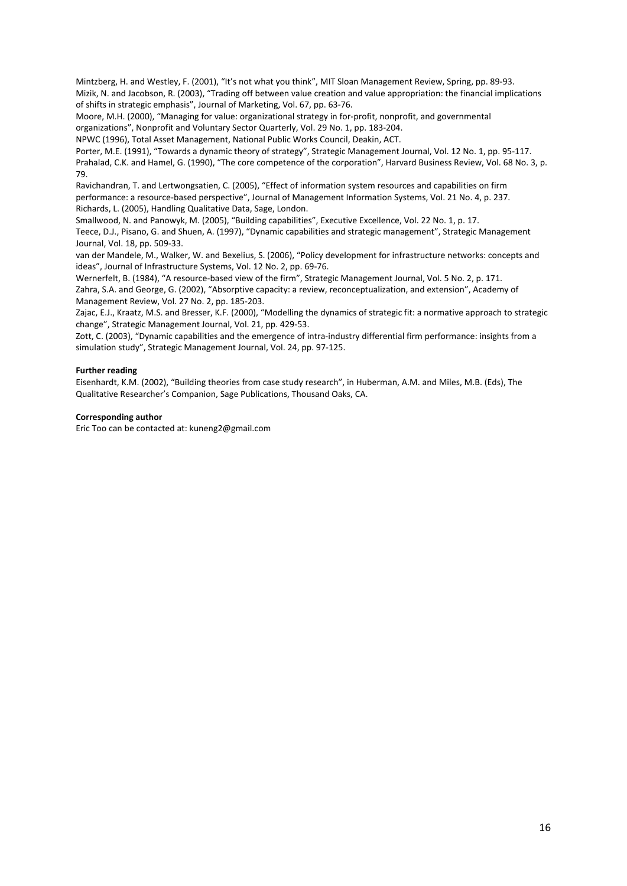Mintzberg, H. and Westley, F. (2001), "It's not what you think", MIT Sloan Management Review, Spring, pp. 89-93.

Mizik, N. and Jacobson, R. (2003), "Trading off between value creation and value appropriation: the financial implications of shifts in strategic emphasis", Journal of Marketing, Vol. 67, pp. 63-76.

Moore, M.H. (2000), "Managing for value: organizational strategy in for-profit, nonprofit, and governmental organizations", Nonprofit and Voluntary Sector Quarterly, Vol. 29 No. 1, pp. 183-204.

NPWC (1996), Total Asset Management, National Public Works Council, Deakin, ACT.

Porter, M.E. (1991), "Towards a dynamic theory of strategy", Strategic Management Journal, Vol. 12 No. 1, pp. 95-117.

Prahalad, C.K. and Hamel, G. (1990), "The core competence of the corporation", Harvard Business Review, Vol. 68 No. 3, p. 79.

Ravichandran, T. and Lertwongsatien, C. (2005), "Effect of information system resources and capabilities on firm performance: a resource-based perspective", Journal of Management Information Systems, Vol. 21 No. 4, p. 237.

Richards, L. (2005), Handling Qualitative Data, Sage, London.

Smallwood, N. and Panowyk, M. (2005), "Building capabilities", Executive Excellence, Vol. 22 No. 1, p. 17.

Teece, D.J., Pisano, G. and Shuen, A. (1997), "Dynamic capabilities and strategic management", Strategic Management Journal, Vol. 18, pp. 509-33.

van der Mandele, M., Walker, W. and Bexelius, S. (2006), "Policy development for infrastructure networks: concepts and ideas", Journal of Infrastructure Systems, Vol. 12 No. 2, pp. 69-76.

Wernerfelt, B. (1984), "A resource-based view of the firm", Strategic Management Journal, Vol. 5 No. 2, p. 171.

Zahra, S.A. and George, G. (2002), "Absorptive capacity: a review, reconceptualization, and extension", Academy of Management Review, Vol. 27 No. 2, pp. 185-203.

Zajac, E.J., Kraatz, M.S. and Bresser, K.F. (2000), "Modelling the dynamics of strategic fit: a normative approach to strategic change", Strategic Management Journal, Vol. 21, pp. 429-53.

Zott, C. (2003), "Dynamic capabilities and the emergence of intra-industry differential firm performance: insights from a simulation study", Strategic Management Journal, Vol. 24, pp. 97-125.

**Further reading**

Eisenhardt, K.M. (2002), "Building theories from case study research", in Huberman, A.M. and Miles, M.B. (Eds), The Qualitative Researcher's Companion, Sage Publications, Thousand Oaks, CA.

**Corresponding author**

Eric Too can be contacted at: kuneng2@gmail.com